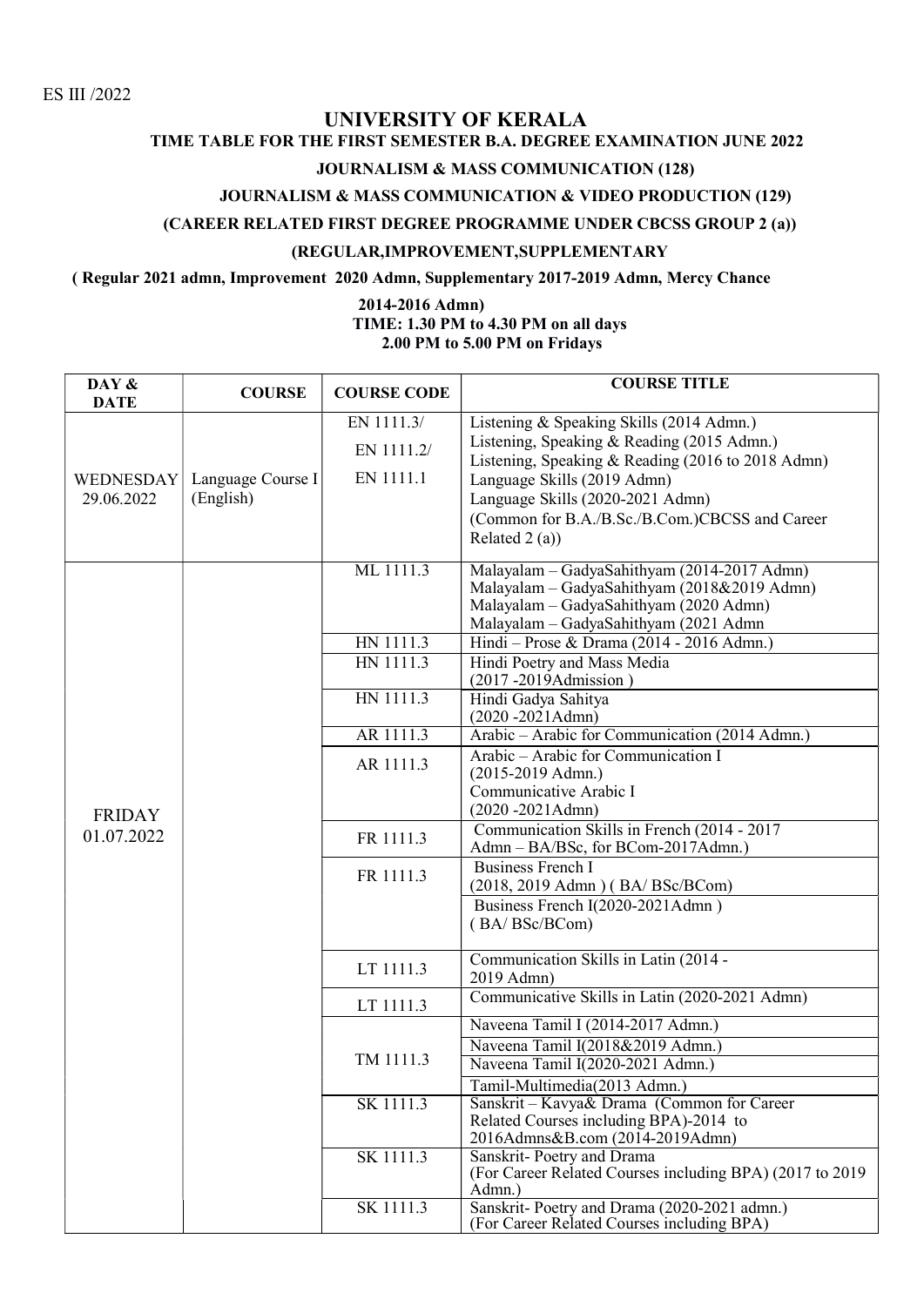ES III /2022

# UNIVERSITY OF KERALA

## TIME TABLE FOR THE FIRST SEMESTER B.A. DEGREE EXAMINATION JUNE 2022

### JOURNALISM & MASS COMMUNICATION (128)

### JOURNALISM & MASS COMMUNICATION & VIDEO PRODUCTION (129)

### (CAREER RELATED FIRST DEGREE PROGRAMME UNDER CBCSS GROUP 2 (a))

### (REGULAR,IMPROVEMENT,SUPPLEMENTARY

**( Regular 2021 admn, Improvement 2020 Admn, Supplementary 2017-2019 Admn, Mercy Chance 2014-2016 Admn)**

**TIME: 1.30 PM to 4.30 PM on all days**
**2.00 PM to 5.00 PM on Fridays**

| DAY & DATE | COURSE | COURSE CODE | COURSE TITLE |
|---|---|---|---|
| WEDNESDAY 29.06.2022 | Language Course I (English) | EN 1111.3/ EN 1111.2/ EN 1111.1 | Listening & Speaking Skills (2014 Admn.) Listening, Speaking & Reading (2015 Admn.) Listening, Speaking & Reading (2016 to 2018 Admn) Language Skills (2019 Admn) Language Skills (2020-2021 Admn) (Common for B.A./B.Sc./B.Com.)CBCSS and Career Related 2 (a)) |
| FRIDAY 01.07.2022 | | ML 1111.3 | Malayalam – GadyaSahithyam (2014-2017 Admn) Malayalam – GadyaSahithyam (2018&2019 Admn) Malayalam – GadyaSahithyam (2020 Admn) Malayalam – GadyaSahithyam (2021 Admn |
| | | HN 1111.3 | Hindi – Prose & Drama (2014 - 2016 Admn.) |
| | | HN 1111.3 | Hindi Poetry and Mass Media (2017 -2019Admission ) |
| | | HN 1111.3 | Hindi Gadya Sahitya (2020 -2021Admn) |
| | | AR 1111.3 | Arabic – Arabic for Communication (2014 Admn.) |
| | | AR 1111.3 | Arabic – Arabic for Communication I (2015-2019 Admn.) Communicative Arabic I (2020 -2021Admn) |
| | | FR 1111.3 | Communication Skills in French (2014 - 2017 Admn – BA/BSc, for BCom-2017Admn.) |
| | | FR 1111.3 | Business French I (2018, 2019 Admn ) ( BA/ BSc/BCom) |
| | | | Business French I(2020-2021Admn ) ( BA/ BSc/BCom) |
| | | LT 1111.3 | Communication Skills in Latin (2014 - 2019 Admn) |
| | | LT 1111.3 | Communicative Skills in Latin (2020-2021 Admn) |
| | | TM 1111.3 | Naveena Tamil I (2014-2017 Admn.) |
| | | | Naveena Tamil I(2018&2019 Admn.) |
| | | | Naveena Tamil I(2020-2021 Admn.) |
| | | | Tamil-Multimedia(2013 Admn.) |
| | | SK 1111.3 | Sanskrit – Kavya& Drama (Common for Career Related Courses including BPA)-2014 to 2016Admns&B.com (2014-2019Admn) |
| | | SK 1111.3 | Sanskrit- Poetry and Drama (For Career Related Courses including BPA) (2017 to 2019 Admn.) |
| | | SK 1111.3 | Sanskrit- Poetry and Drama (2020-2021 admn.) (For Career Related Courses including BPA) |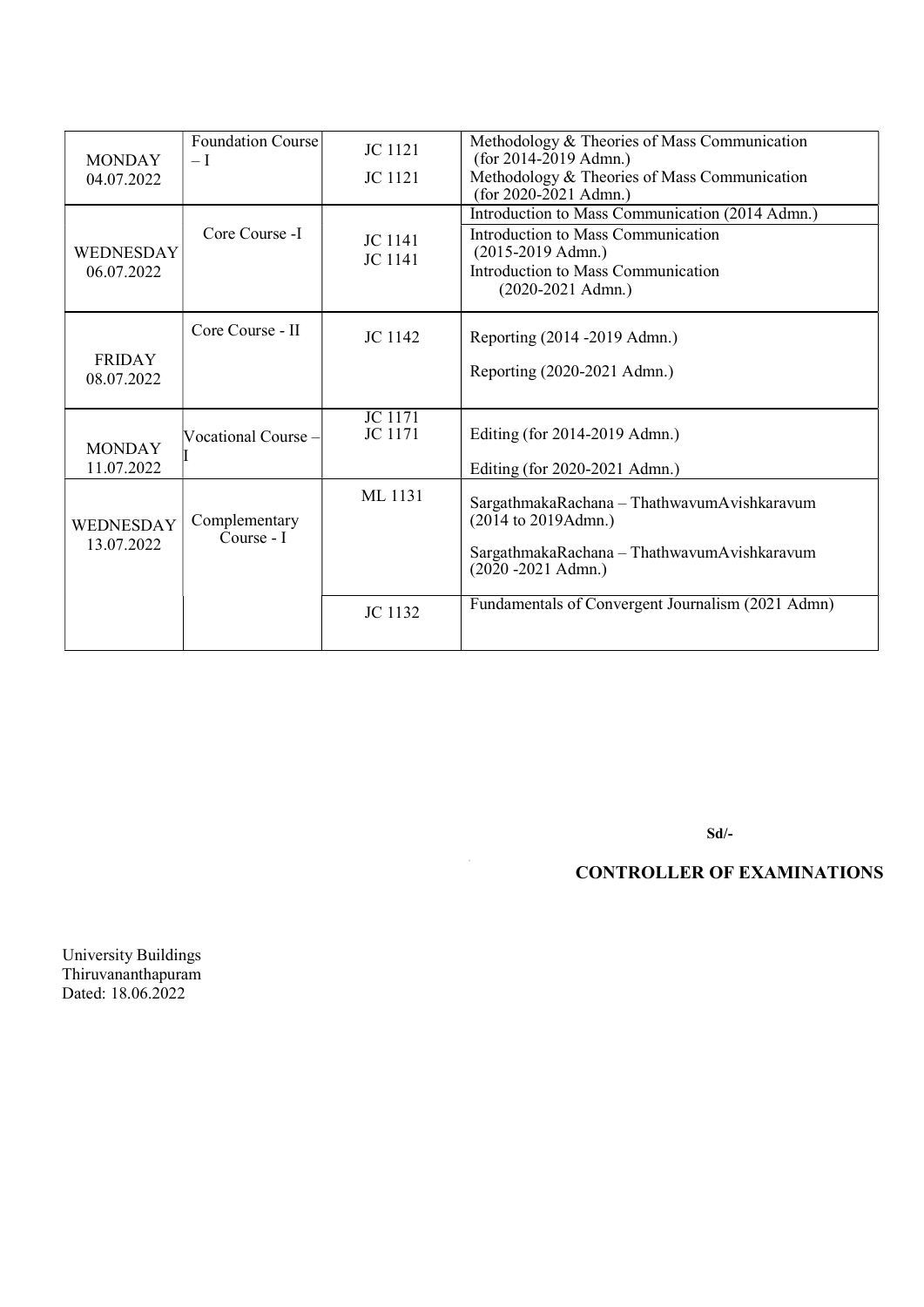| | | | |
|---|---|---|---|
| MONDAY 04.07.2022 | Foundation Course – I | JC 1121<br>JC 1121 | Methodology & Theories of Mass Communication (for 2014-2019 Admn.)<br>Methodology & Theories of Mass Communication (for 2020-2021 Admn.) |
| WEDNESDAY 06.07.2022 | Core Course -I | JC 1141<br>JC 1141 | Introduction to Mass Communication (2014 Admn.)<br>Introduction to Mass Communication (2015-2019 Admn.)<br>Introduction to Mass Communication (2020-2021 Admn.) |
| FRIDAY 08.07.2022 | Core Course - II | JC 1142 | Reporting (2014 -2019 Admn.)<br>Reporting (2020-2021 Admn.) |
| MONDAY 11.07.2022 | Vocational Course – I | JC 1171<br>JC 1171 | Editing (for 2014-2019 Admn.)<br>Editing (for 2020-2021 Admn.) |
| WEDNESDAY 13.07.2022 | Complementary Course - I | ML 1131 | SargathmakaRachana – ThathwavumAvishkaravum (2014 to 2019Admn.)<br>SargathmakaRachana – ThathwavumAvishkaravum (2020 -2021 Admn.) |
| | | JC 1132 | Fundamentals of Convergent Journalism (2021 Admn) |

**Sd/-**

**CONTROLLER OF EXAMINATIONS**

University Buildings
Thiruvananthapuram
Dated: 18.06.2022